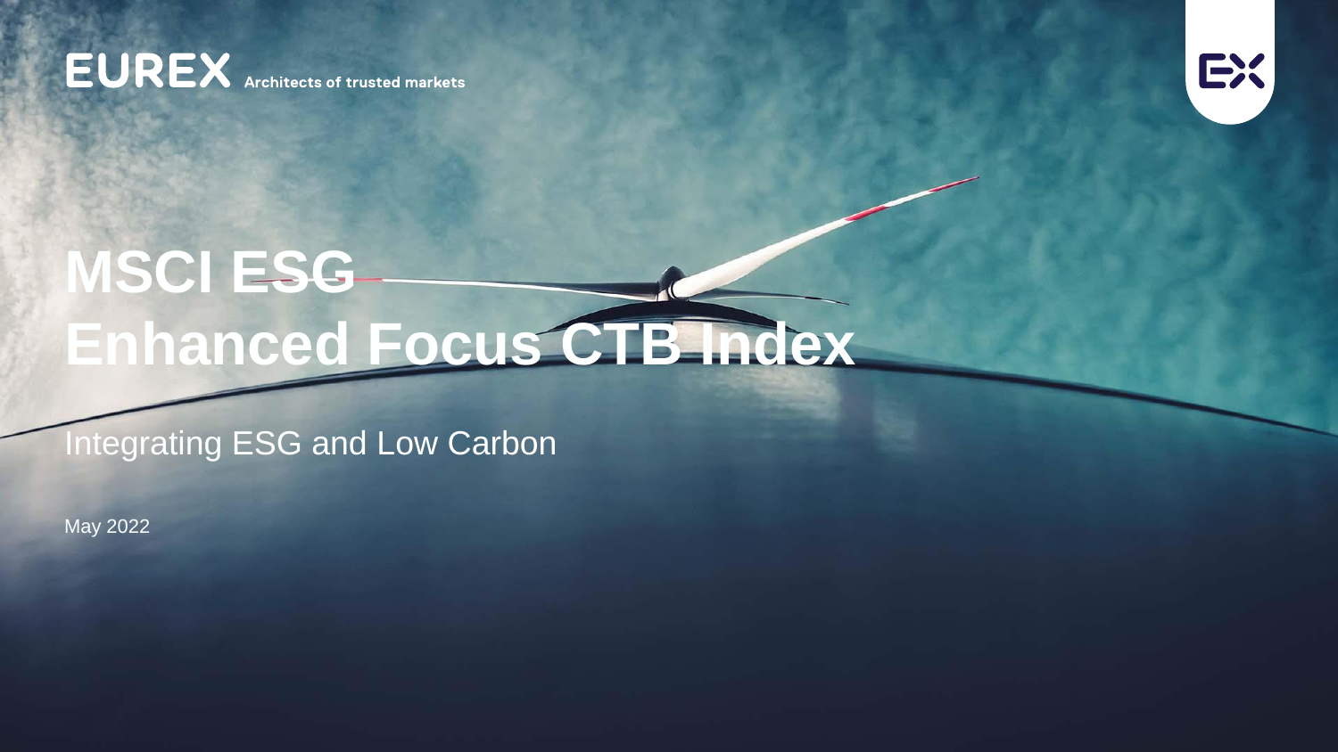EUREX Architects of trusted markets

# MSCI ESG Enhanced Focus CTB Index

## Integrating ESG and Low Carbon

May 2022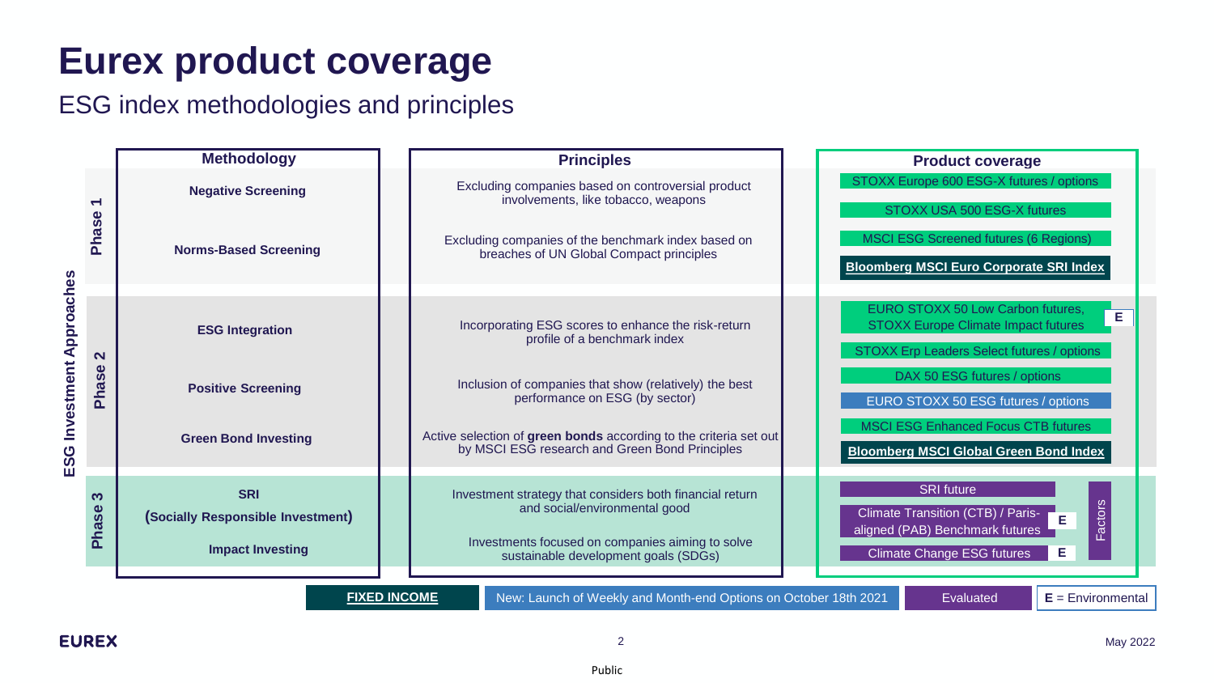# Eurex product coverage

## ESG index methodologies and principles

**ESG Investment Approaches**

| Phase | Methodology | Principles | Product coverage |
|---|---|---|---|
| **Phase 1** | **Negative Screening** | Excluding companies based on controversial product involvements, like tobacco, weapons | STOXX Europe 600 ESG-X futures / options; STOXX USA 500 ESG-X futures |
| | **Norms-Based Screening** | Excluding companies of the benchmark index based on breaches of UN Global Compact principles | MSCI ESG Screened futures (6 Regions); **Bloomberg MSCI Euro Corporate SRI Index** |
| **Phase 2** | **ESG Integration** | Incorporating ESG scores to enhance the risk-return profile of a benchmark index | EURO STOXX 50 Low Carbon futures, STOXX Europe Climate Impact futures (E); STOXX Erp Leaders Select futures / options |
| | **Positive Screening** | Inclusion of companies that show (relatively) the best performance on ESG (by sector) | DAX 50 ESG futures / options; EURO STOXX 50 ESG futures / options |
| | **Green Bond Investing** | Active selection of **green bonds** according to the criteria set out by MSCI ESG research and Green Bond Principles | MSCI ESG Enhanced Focus CTB futures; **Bloomberg MSCI Global Green Bond Index** |
| **Phase 3** | **SRI (Socially Responsible Investment)** | Investment strategy that considers both financial return and social/environmental good | SRI future; Climate Transition (CTB) / Paris-aligned (PAB) Benchmark futures (E) |
| | **Impact Investing** | Investments focused on companies aiming to solve sustainable development goals (SDGs) | Climate Change ESG futures (E) |

Factors

**FIXED INCOME** | New: Launch of Weekly and Month-end Options on October 18th 2021 | Evaluated | **E** = Environmental

May 2022

Public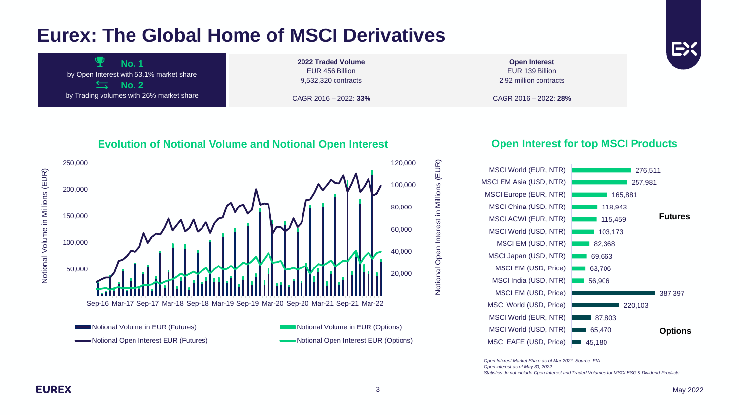# Eurex: The Global Home of MSCI Derivatives

**No. 1**
by Open Interest with 53.1% market share

**No. 2**
by Trading volumes with 26% market share

**2022 Traded Volume**
EUR 456 Billion
9,532,320 contracts

CAGR 2016 – 2022: **33%**

**Open Interest**
EUR 139 Billion
2.92 million contracts

CAGR 2016 – 2022: **28%**

## Evolution of Notional Volume and Notional Open Interest

Notional Volume in Millions (EUR): 250,000; 200,000; 150,000; 100,000; 50,000; -

Notional Open Interest in Millions (EUR): 120,000; 100,000; 80,000; 60,000; 40,000; 20,000; -

Sep-16 Mar-17 Sep-17 Mar-18 Sep-18 Mar-19 Sep-19 Mar-20 Sep-20 Mar-21 Sep-21 Mar-22

- Notional Volume in EUR (Futures)
- Notional Volume in EUR (Options)
- Notional Open Interest EUR (Futures)
- Notional Open Interest EUR (Options)

## Open Interest for top MSCI Products

| Product | Open Interest | Type |
|---|---|---|
| MSCI World (EUR, NTR) | 276,511 | Futures |
| MSCI EM Asia (USD, NTR) | 257,981 | Futures |
| MSCI Europe (EUR, NTR) | 165,881 | Futures |
| MSCI China (USD, NTR) | 118,943 | Futures |
| MSCI ACWI (EUR, NTR) | 115,459 | Futures |
| MSCI World (USD, NTR) | 103,173 | Futures |
| MSCI EM (USD, NTR) | 82,368 | Futures |
| MSCI Japan (USD, NTR) | 69,663 | Futures |
| MSCI EM (USD, Price) | 63,706 | Futures |
| MSCI India (USD, NTR) | 56,906 | Futures |
| MSCI EM (USD, Price) | 387,397 | Options |
| MSCI World (USD, Price) | 220,103 | Options |
| MSCI World (EUR, NTR) | 87,803 | Options |
| MSCI World (USD, NTR) | 65,470 | Options |
| MSCI EAFE (USD, Price) | 45,180 | Options |

- *Open Interest Market Share as of Mar 2022, Source: FIA*
- *Open interest as of May 30, 2022*
- *Statistics do not include Open Interest and Traded Volumes for MSCI ESG & Dividend Products*

May 2022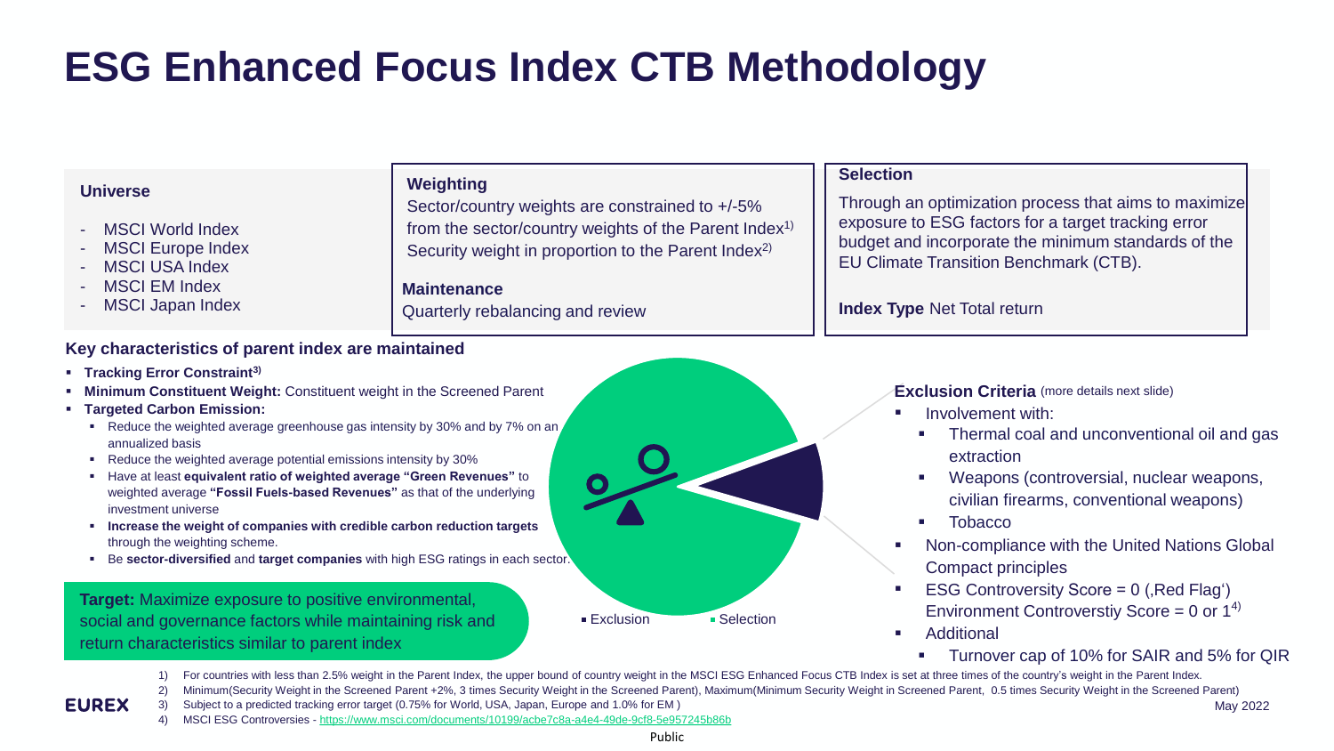# ESG Enhanced Focus Index CTB Methodology

**Universe**

- MSCI World Index
- MSCI Europe Index
- MSCI USA Index
- MSCI EM Index
- MSCI Japan Index

**Weighting**

Sector/country weights are constrained to +/-5% from the sector/country weights of the Parent Index[1)]
Security weight in proportion to the Parent Index[2)]

**Maintenance**

Quarterly rebalancing and review

**Selection**

Through an optimization process that aims to maximize exposure to ESG factors for a target tracking error budget and incorporate the minimum standards of the EU Climate Transition Benchmark (CTB).

**Index Type** Net Total return

**Key characteristics of parent index are maintained**

- **Tracking Error Constraint[3)]**
- **Minimum Constituent Weight:** Constituent weight in the Screened Parent
- **Targeted Carbon Emission:**
  - Reduce the weighted average greenhouse gas intensity by 30% and by 7% on an annualized basis
  - Reduce the weighted average potential emissions intensity by 30%
  - Have at least **equivalent ratio of weighted average "Green Revenues"** to weighted average **"Fossil Fuels-based Revenues"** as that of the underlying investment universe
  - **Increase the weight of companies with credible carbon reduction targets** through the weighting scheme.
  - Be **sector-diversified** and **target companies** with high ESG ratings in each sector.

**Target:** Maximize exposure to positive environmental, social and governance factors while maintaining risk and return characteristics similar to parent index

▪ Exclusion ▪ Selection

**Exclusion Criteria** (more details next slide)

- Involvement with:
  - Thermal coal and unconventional oil and gas extraction
  - Weapons (controversial, nuclear weapons, civilian firearms, conventional weapons)
  - Tobacco
- Non-compliance with the United Nations Global Compact principles
- ESG Controversity Score = 0 (‚Red Flag') Environment Controverstiy Score = 0 or 1[4)]
- Additional
  - Turnover cap of 10% for SAIR and 5% for QIR

1) For countries with less than 2.5% weight in the Parent Index, the upper bound of country weight in the MSCI ESG Enhanced Focus CTB Index is set at three times of the country's weight in the Parent Index.
2) Minimum(Security Weight in the Screened Parent +2%, 3 times Security Weight in the Screened Parent), Maximum(Minimum Security Weight in Screened Parent, 0.5 times Security Weight in the Screened Parent)
3) Subject to a predicted tracking error target (0.75% for World, USA, Japan, Europe and 1.0% for EM )
4) MSCI ESG Controversies - https://www.msci.com/documents/10199/acbe7c8a-a4e4-49de-9cf8-5e957245b86b

May 2022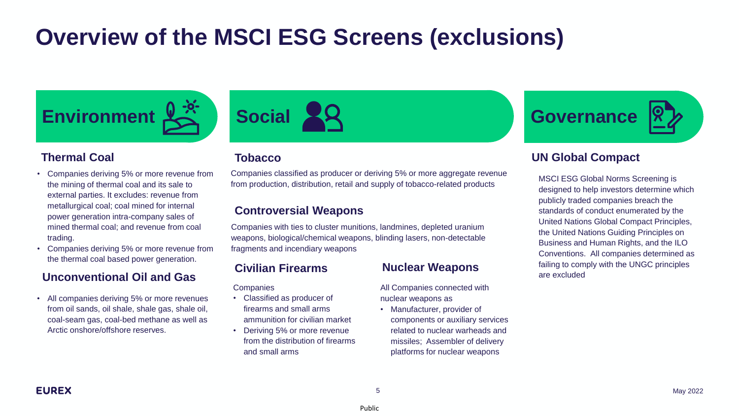# Overview of the MSCI ESG Screens (exclusions)

## Environment

### Thermal Coal

- Companies deriving 5% or more revenue from the mining of thermal coal and its sale to external parties. It excludes: revenue from metallurgical coal; coal mined for internal power generation intra-company sales of mined thermal coal; and revenue from coal trading.
- Companies deriving 5% or more revenue from the thermal coal based power generation.

### Unconventional Oil and Gas

- All companies deriving 5% or more revenues from oil sands, oil shale, shale gas, shale oil, coal-seam gas, coal-bed methane as well as Arctic onshore/offshore reserves.

## Social

### Tobacco

Companies classified as producer or deriving 5% or more aggregate revenue from production, distribution, retail and supply of tobacco-related products

### Controversial Weapons

Companies with ties to cluster munitions, landmines, depleted uranium weapons, biological/chemical weapons, blinding lasers, non-detectable fragments and incendiary weapons

### Civilian Firearms

Companies

- Classified as producer of firearms and small arms ammunition for civilian market
- Deriving 5% or more revenue from the distribution of firearms and small arms

### Nuclear Weapons

All Companies connected with nuclear weapons as

- Manufacturer, provider of components or auxiliary services related to nuclear warheads and missiles; Assembler of delivery platforms for nuclear weapons

## Governance

### UN Global Compact

MSCI ESG Global Norms Screening is designed to help investors determine which publicly traded companies breach the standards of conduct enumerated by the United Nations Global Compact Principles, the United Nations Guiding Principles on Business and Human Rights, and the ILO Conventions. All companies determined as failing to comply with the UNGC principles are excluded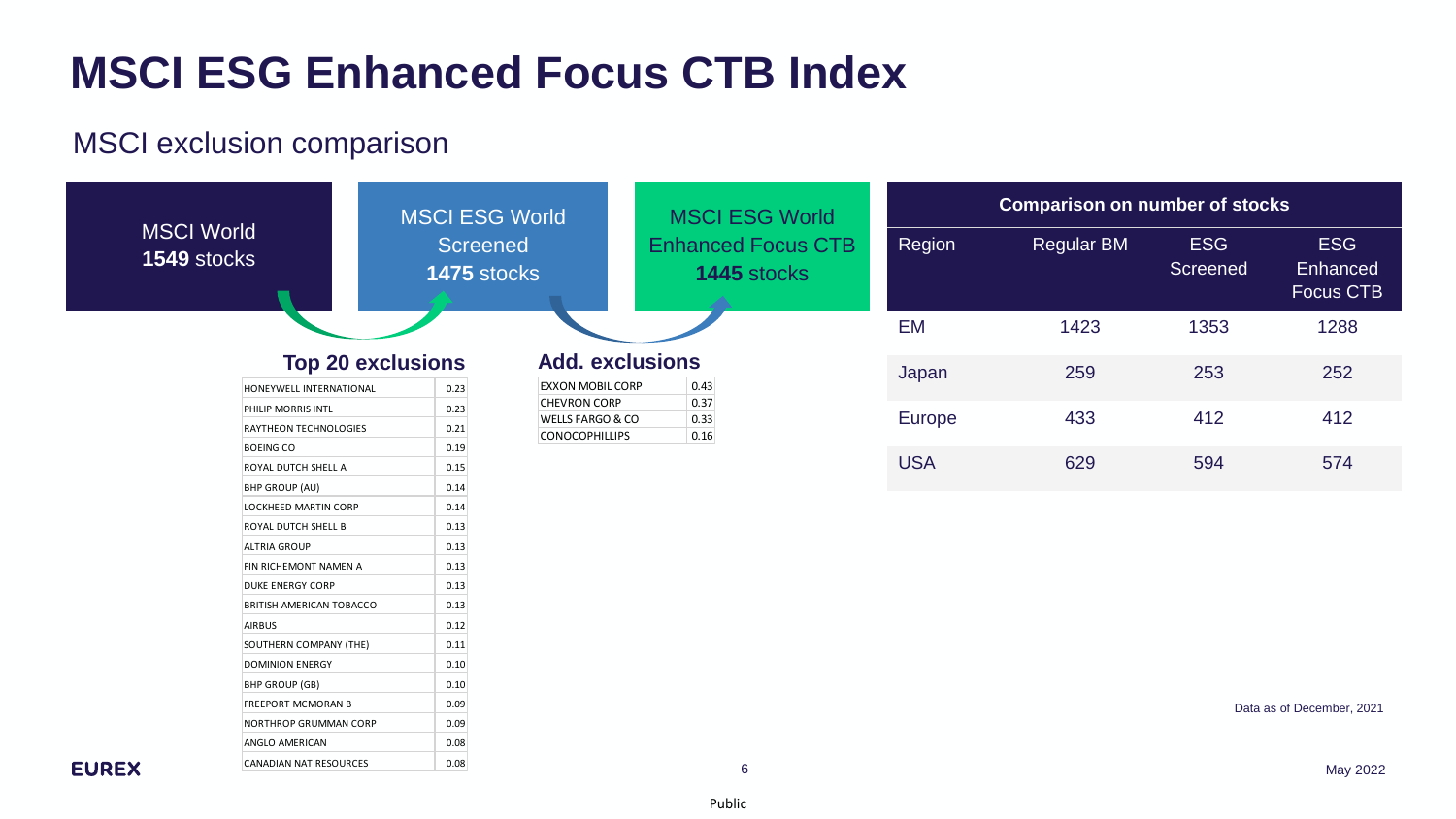# MSCI ESG Enhanced Focus CTB Index

## MSCI exclusion comparison

MSCI World **1549** stocks

MSCI ESG World Screened **1475** stocks

MSCI ESG World Enhanced Focus CTB **1445** stocks

### Top 20 exclusions

| | |
|---|---|
| HONEYWELL INTERNATIONAL | 0.23 |
| PHILIP MORRIS INTL | 0.23 |
| RAYTHEON TECHNOLOGIES | 0.21 |
| BOEING CO | 0.19 |
| ROYAL DUTCH SHELL A | 0.15 |
| BHP GROUP (AU) | 0.14 |
| LOCKHEED MARTIN CORP | 0.14 |
| ROYAL DUTCH SHELL B | 0.13 |
| ALTRIA GROUP | 0.13 |
| FIN RICHEMONT NAMEN A | 0.13 |
| DUKE ENERGY CORP | 0.13 |
| BRITISH AMERICAN TOBACCO | 0.13 |
| AIRBUS | 0.12 |
| SOUTHERN COMPANY (THE) | 0.11 |
| DOMINION ENERGY | 0.10 |
| BHP GROUP (GB) | 0.10 |
| FREEPORT MCMORAN B | 0.09 |
| NORTHROP GRUMMAN CORP | 0.09 |
| ANGLO AMERICAN | 0.08 |
| CANADIAN NAT RESOURCES | 0.08 |

### Add. exclusions

| | |
|---|---|
| EXXON MOBIL CORP | 0.43 |
| CHEVRON CORP | 0.37 |
| WELLS FARGO & CO | 0.33 |
| CONOCOPHILLIPS | 0.16 |

**Comparison on number of stocks**

| Region | Regular BM | ESG Screened | ESG Enhanced Focus CTB |
|---|---|---|---|
| EM | 1423 | 1353 | 1288 |
| Japan | 259 | 253 | 252 |
| Europe | 433 | 412 | 412 |
| USA | 629 | 594 | 574 |

Data as of December, 2021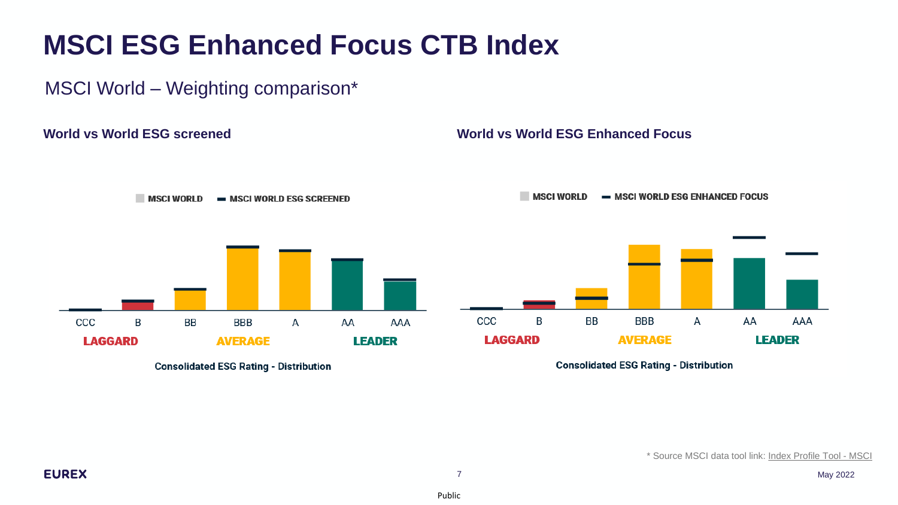# MSCI ESG Enhanced Focus CTB Index

## MSCI World – Weighting comparison*

### World vs World ESG screened

MSCI WORLD — MSCI WORLD ESG SCREENED

CCC B BB BBB A AA AAA

LAGGARD AVERAGE LEADER

Consolidated ESG Rating - Distribution

### World vs World ESG Enhanced Focus

MSCI WORLD — MSCI WORLD ESG ENHANCED FOCUS

CCC B BB BBB A AA AAA

LAGGARD AVERAGE LEADER

Consolidated ESG Rating - Distribution

* Source MSCI data tool link: Index Profile Tool - MSCI

EUREX

May 2022

Public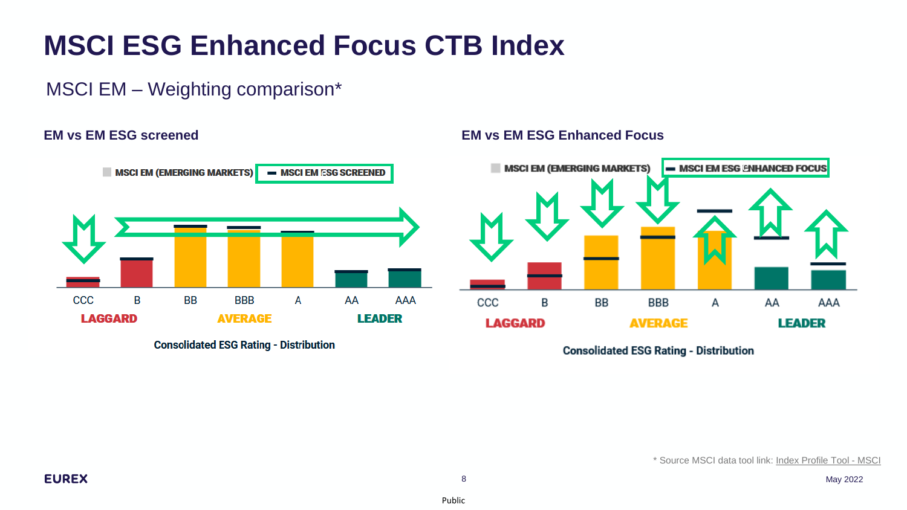# MSCI ESG Enhanced Focus CTB Index

## MSCI EM – Weighting comparison*

### EM vs EM ESG screened

MSCI EM (EMERGING MARKETS) | MSCI EM ESG SCREENED

CCC | B | BB | BBB | A | AA | AAA

LAGGARD | AVERAGE | LEADER

Consolidated ESG Rating - Distribution

### EM vs EM ESG Enhanced Focus

MSCI EM (EMERGING MARKETS) | MSCI EM ESG ENHANCED FOCUS

CCC | B | BB | BBB | A | AA | AAA

LAGGARD | AVERAGE | LEADER

Consolidated ESG Rating - Distribution

* Source MSCI data tool link: Index Profile Tool - MSCI

EUREX

May 2022

Public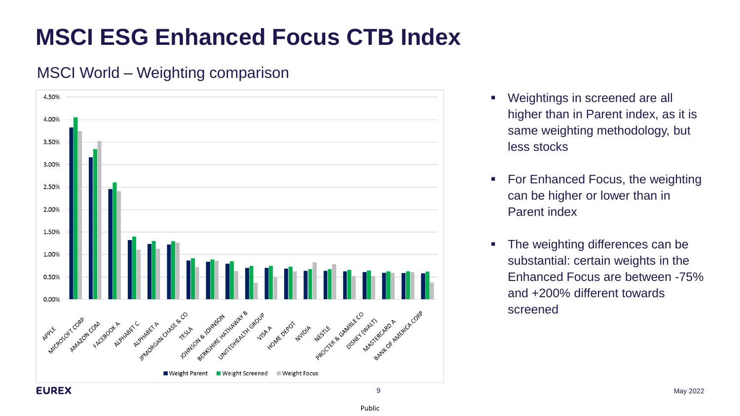# MSCI ESG Enhanced Focus CTB Index

## MSCI World – Weighting comparison

- Weightings in screened are all higher than in Parent index, as it is same weighting methodology, but less stocks
- For Enhanced Focus, the weighting can be higher or lower than in Parent index
- The weighting differences can be substantial: certain weights in the Enhanced Focus are between -75% and +200% different towards screened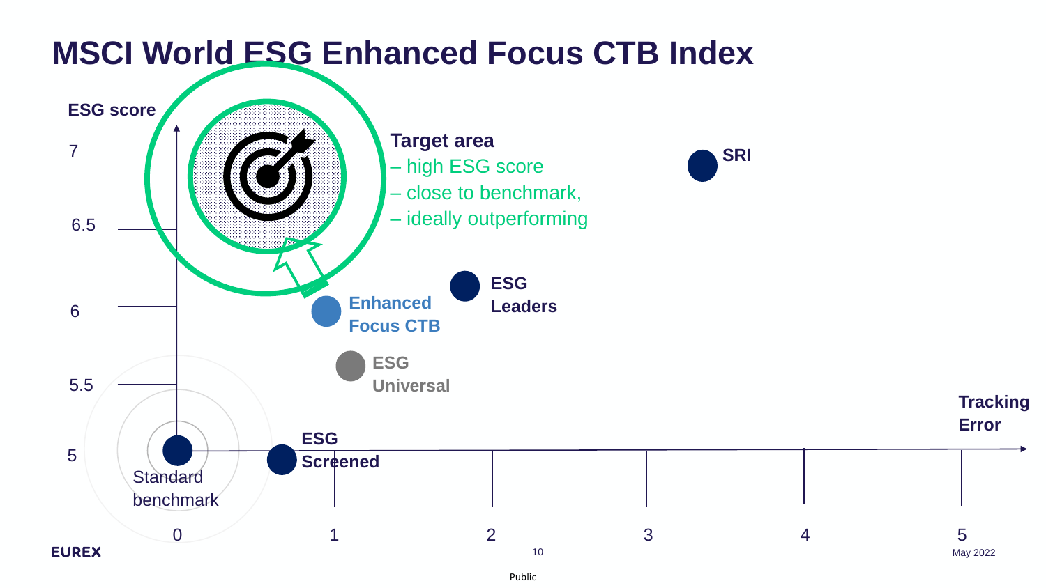# MSCI World ESG Enhanced Focus CTB Index

ESG score

7

6.5

6

5.5

5

**Target area**
– high ESG score
– close to benchmark,
– ideally outperforming

**SRI**

**ESG Leaders**

**Enhanced Focus CTB**

**ESG Universal**

**ESG Screened**

Standard benchmark

**Tracking Error**

0 1 2 3 4 5

May 2022

Public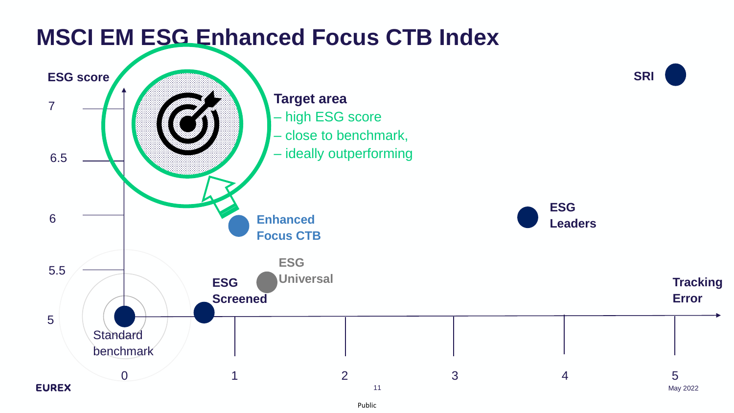# MSCI EM ESG Enhanced Focus CTB Index

ESG score

7

6.5

6

5.5

5

**Target area**
– high ESG score
– close to benchmark,
– ideally outperforming

**SRI**

**ESG Leaders**

**Enhanced Focus CTB**

**ESG Universal**

**ESG Screened**

Standard benchmark

**Tracking Error**

0 1 2 3 4 5

May 2022

Public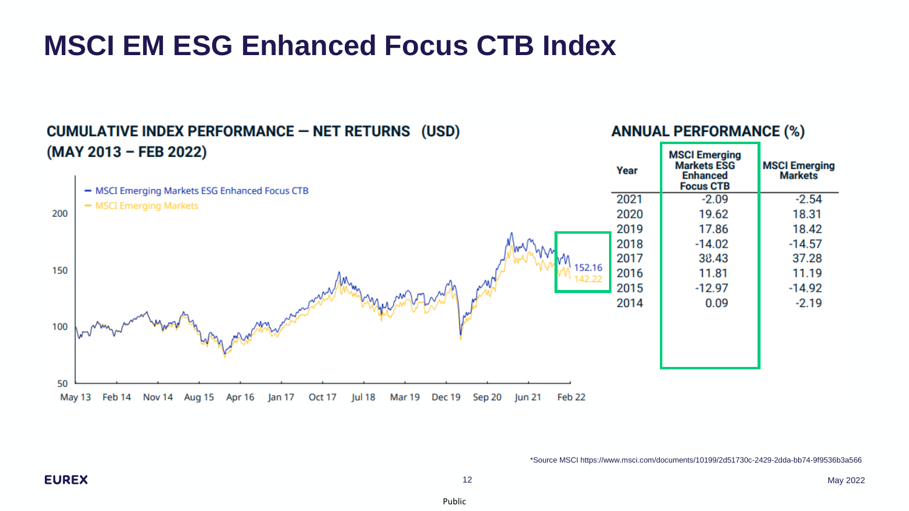# MSCI EM ESG Enhanced Focus CTB Index

## CUMULATIVE INDEX PERFORMANCE — NET RETURNS (USD) (MAY 2013 – FEB 2022)

- MSCI Emerging Markets ESG Enhanced Focus CTB
- MSCI Emerging Markets

152.16
142.22

## ANNUAL PERFORMANCE (%)

| Year | MSCI Emerging Markets ESG Enhanced Focus CTB | MSCI Emerging Markets |
|---|---|---|
| 2021 | -2.09 | -2.54 |
| 2020 | 19.62 | 18.31 |
| 2019 | 17.86 | 18.42 |
| 2018 | -14.02 | -14.57 |
| 2017 | 38.43 | 37.28 |
| 2016 | 11.81 | 11.19 |
| 2015 | -12.97 | -14.92 |
| 2014 | 0.09 | -2.19 |

*Source MSCI https://www.msci.com/documents/10199/2d51730c-2429-2dda-bb74-9f9536b3a566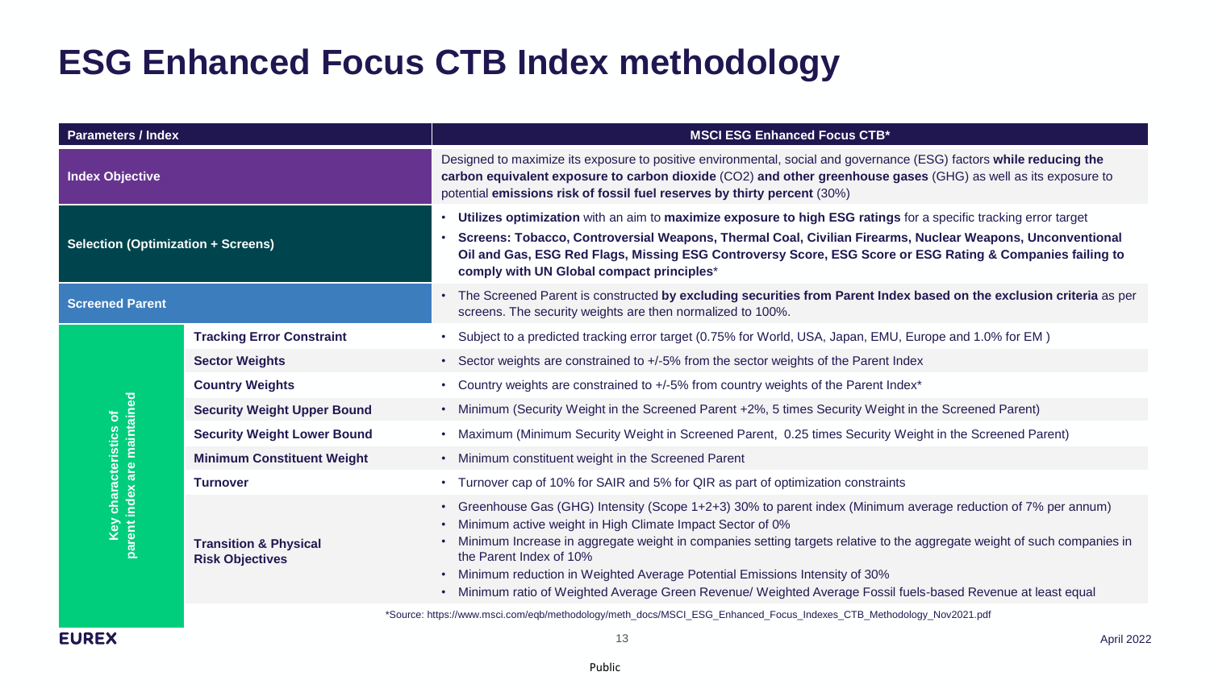# ESG Enhanced Focus CTB Index methodology

| Parameters / Index | | MSCI ESG Enhanced Focus CTB* |
|---|---|---|
| **Index Objective** | | Designed to maximize its exposure to positive environmental, social and governance (ESG) factors **while reducing the carbon equivalent exposure to carbon dioxide** ($CO_2$) **and other greenhouse gases** (GHG) as well as its exposure to potential **emissions risk of fossil fuel reserves by thirty percent** (30%) |
| **Selection (Optimization + Screens)** | | • **Utilizes optimization** with an aim to **maximize exposure to high ESG ratings** for a specific tracking error target<br>• **Screens: Tobacco, Controversial Weapons, Thermal Coal, Civilian Firearms, Nuclear Weapons, Unconventional Oil and Gas, ESG Red Flags, Missing ESG Controversy Score, ESG Score or ESG Rating & Companies failing to comply with UN Global compact principles*** |
| **Screened Parent** | | • The Screened Parent is constructed **by excluding securities from Parent Index based on the exclusion criteria** as per screens. The security weights are then normalized to 100%. |
| **Key characteristics of parent index are maintained** | **Tracking Error Constraint** | • Subject to a predicted tracking error target (0.75% for World, USA, Japan, EMU, Europe and 1.0% for EM ) |
| | **Sector Weights** | • Sector weights are constrained to +/-5% from the sector weights of the Parent Index |
| | **Country Weights** | • Country weights are constrained to +/-5% from country weights of the Parent Index* |
| | **Security Weight Upper Bound** | • Minimum (Security Weight in the Screened Parent +2%, 5 times Security Weight in the Screened Parent) |
| | **Security Weight Lower Bound** | • Maximum (Minimum Security Weight in Screened Parent, 0.25 times Security Weight in the Screened Parent) |
| | **Minimum Constituent Weight** | • Minimum constituent weight in the Screened Parent |
| | **Turnover** | • Turnover cap of 10% for SAIR and 5% for QIR as part of optimization constraints |
| | **Transition & Physical Risk Objectives** | • Greenhouse Gas (GHG) Intensity (Scope 1+2+3) 30% to parent index (Minimum average reduction of 7% per annum)<br>• Minimum active weight in High Climate Impact Sector of 0%<br>• Minimum Increase in aggregate weight in companies setting targets relative to the aggregate weight of such companies in the Parent Index of 10%<br>• Minimum reduction in Weighted Average Potential Emissions Intensity of 30%<br>• Minimum ratio of Weighted Average Green Revenue/ Weighted Average Fossil fuels-based Revenue at least equal |

*Source: https://www.msci.com/eqb/methodology/meth_docs/MSCI_ESG_Enhanced_Focus_Indexes_CTB_Methodology_Nov2021.pdf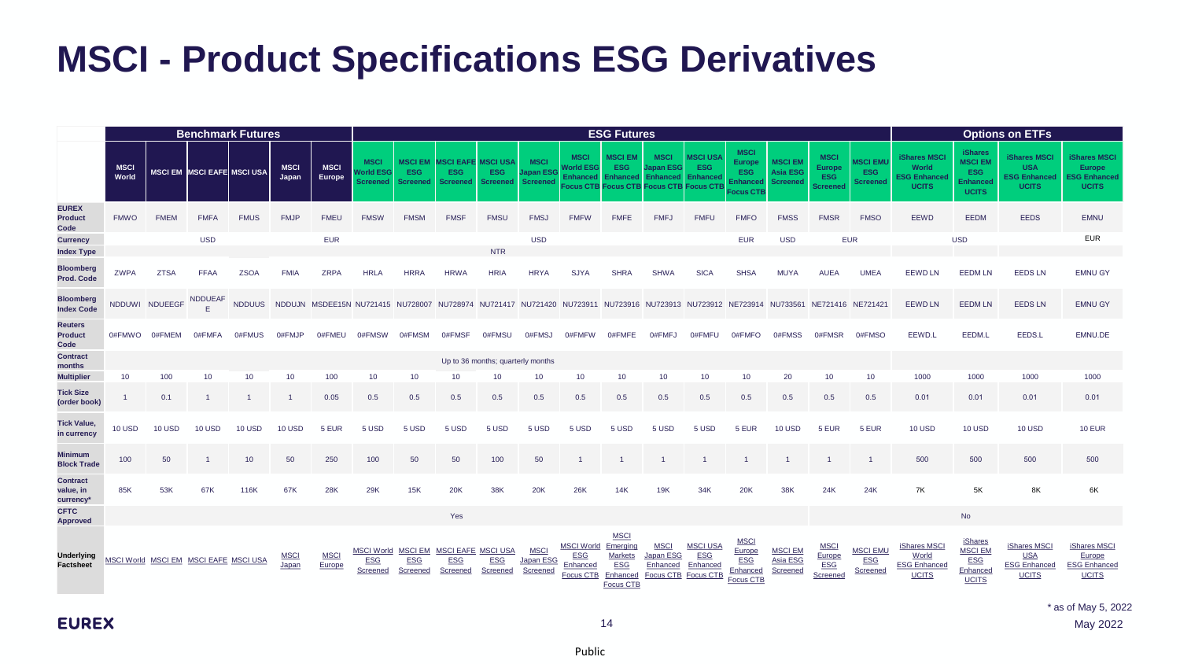# MSCI - Product Specifications ESG Derivatives

| | Benchmark Futures | | | | | | ESG Futures | | | | | | | | | | | | | Options on ETFs | | | |
|---|---|---|---|---|---|---|---|---|---|---|---|---|---|---|---|---|---|---|---|---|---|---|---|
| | MSCI World | MSCI EM | MSCI EAFE | MSCI USA | MSCI Japan | MSCI Europe | MSCI World ESG Screened | MSCI EM ESG Screened | MSCI EAFE ESG Screened | MSCI USA ESG Screened | MSCI Japan ESG Screened | MSCI World ESG Enhanced Focus CTB | MSCI EM ESG Enhanced Focus CTB | MSCI Japan ESG Enhanced Focus CTB | MSCI USA ESG Enhanced Focus CTB | MSCI Europe ESG Enhanced Focus CTB | MSCI EM Asia ESG Screened | MSCI Europe ESG Screened | MSCI EMU ESG Screened | iShares MSCI World ESG Enhanced UCITS | iShares MSCI EM ESG Enhanced UCITS | iShares MSCI USA ESG Enhanced UCITS | iShares MSCI Europe ESG Enhanced UCITS |
| EUREX Product Code | FMWO | FMEM | FMFA | FMUS | FMJP | FMEU | FMSW | FMSM | FMSF | FMSU | FMSJ | FMFW | FMFE | FMFJ | FMFU | FMFO | FMSS | FMSR | FMSO | EEWD | EEDM | EEDS | EMNU |
| Currency | USD | | | | | EUR | USD | | | | | | | | | EUR | USD | EUR | | USD | | | EUR |
| Index Type | NTR | | | | | | | | | | | | | | | | | | | | | | |
| Bloomberg Prod. Code | ZWPA | ZTSA | FFAA | ZSOA | FMIA | ZRPA | HRLA | HRRA | HRWA | HRIA | HRYA | SJYA | SHRA | SHWA | SICA | SHSA | MUYA | AUEA | UMEA | EEWD LN | EEDM LN | EEDS LN | EMNU GY |
| Bloomberg Index Code | NDDUWI | NDUEEGF | NDDUEAFE | NDDUUS | NDDUJN | MSDEE15N | NU721415 | NU728007 | NU728974 | NU721417 | NU721420 | NU723911 | NU723916 | NU723913 | NU723912 | NE723914 | NU733561 | NE721416 | NE721421 | EEWD LN | EEDM LN | EEDS LN | EMNU GY |
| Reuters Product Code | 0#FMWO | 0#FMEM | 0#FMFA | 0#FMUS | 0#FMJP | 0#FMEU | 0#FMSW | 0#FMSM | 0#FMSF | 0#FMSU | 0#FMSJ | 0#FMFW | 0#FMFE | 0#FMFJ | 0#FMFU | 0#FMFO | 0#FMSS | 0#FMSR | 0#FMSO | EEWD.L | EEDM.L | EEDS.L | EMNU.DE |
| Contract months | Up to 36 months; quarterly months | | | | | | | | | | | | | | | | | | | | | | |
| Multiplier | 10 | 100 | 10 | 10 | 10 | 100 | 10 | 10 | 10 | 10 | 10 | 10 | 10 | 10 | 10 | 10 | 20 | 10 | 10 | 1000 | 1000 | 1000 | 1000 |
| Tick Size (order book) | 1 | 0.1 | 1 | 1 | 1 | 0.05 | 0.5 | 0.5 | 0.5 | 0.5 | 0.5 | 0.5 | 0.5 | 0.5 | 0.5 | 0.5 | 0.5 | 0.5 | 0.5 | 0.01 | 0.01 | 0.01 | 0.01 |
| Tick Value, in currency | 10 USD | 10 USD | 10 USD | 10 USD | 10 USD | 5 EUR | 5 USD | 5 USD | 5 USD | 5 USD | 5 USD | 5 USD | 5 USD | 5 USD | 5 USD | 5 EUR | 10 USD | 5 EUR | 5 EUR | 10 USD | 10 USD | 10 USD | 10 EUR |
| Minimum Block Trade | 100 | 50 | 1 | 10 | 50 | 250 | 100 | 50 | 50 | 100 | 50 | 1 | 1 | 1 | 1 | 1 | 1 | 1 | 1 | 500 | 500 | 500 | 500 |
| Contract value, in currency* | 85K | 53K | 67K | 116K | 67K | 28K | 29K | 15K | 20K | 38K | 20K | 26K | 14K | 19K | 34K | 20K | 38K | 24K | 24K | 7K | 5K | 8K | 6K |
| CFTC Approved | Yes | | | | | | | | | | | | | | | | | No | | | | | |
| Underlying Factsheet | MSCI World | MSCI EM | MSCI EAFE | MSCI USA | MSCI Japan | MSCI Europe | MSCI World ESG Screened | MSCI EM ESG Screened | MSCI EAFE ESG Screened | MSCI USA ESG Screened | MSCI Japan ESG Screened | MSCI World ESG Enhanced Focus CTB | MSCI Emerging Markets ESG Enhanced Focus CTB | MSCI Japan ESG Enhanced Focus CTB | MSCI USA ESG Enhanced Focus CTB | MSCI Europe ESG Enhanced Focus CTB | MSCI EM Asia ESG Screened | MSCI Europe ESG Screened | MSCI EMU ESG Screened | iShares MSCI World ESG Enhanced UCITS | iShares MSCI EM ESG Enhanced UCITS | iShares MSCI USA ESG Enhanced UCITS | iShares MSCI Europe ESG Enhanced UCITS |

* as of May 5, 2022

May 2022

Public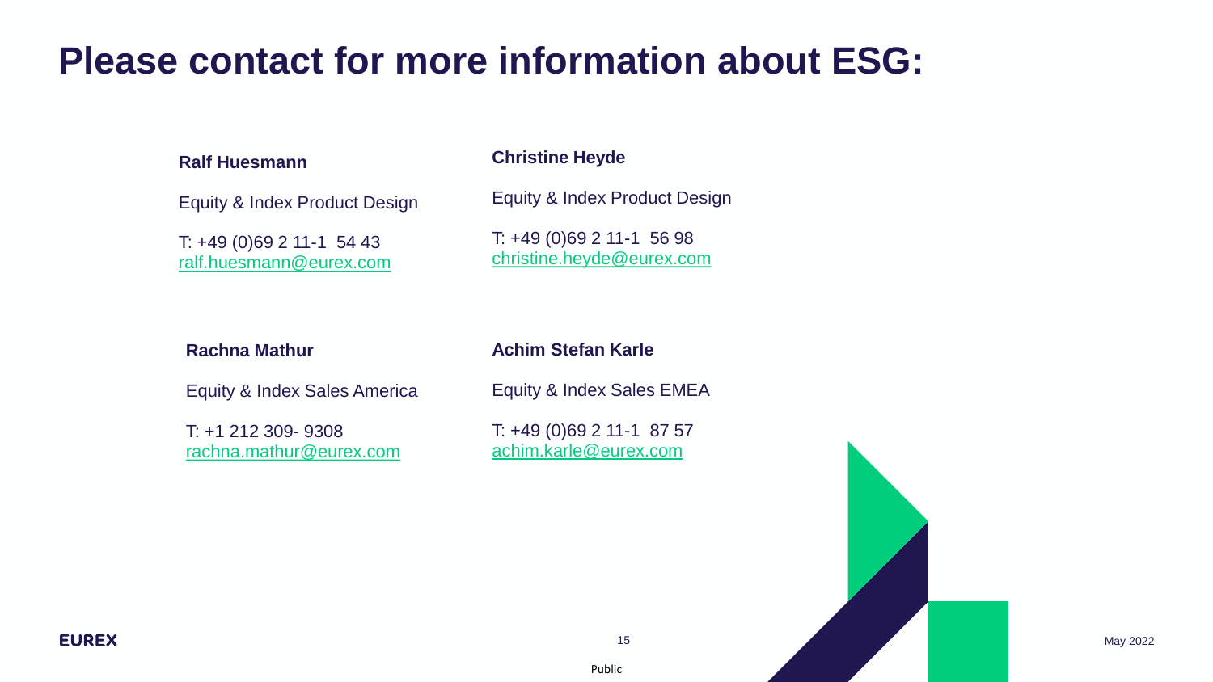# Please contact for more information about ESG:

**Ralf Huesmann**

Equity & Index Product Design

T: +49 (0)69 2 11-1 54 43
ralf.huesmann@eurex.com

**Christine Heyde**

Equity & Index Product Design

T: +49 (0)69 2 11-1 56 98
christine.heyde@eurex.com

**Rachna Mathur**

Equity & Index Sales America

T: +1 212 309- 9308
rachna.mathur@eurex.com

**Achim Stefan Karle**

Equity & Index Sales EMEA

T: +49 (0)69 2 11-1 87 57
achim.karle@eurex.com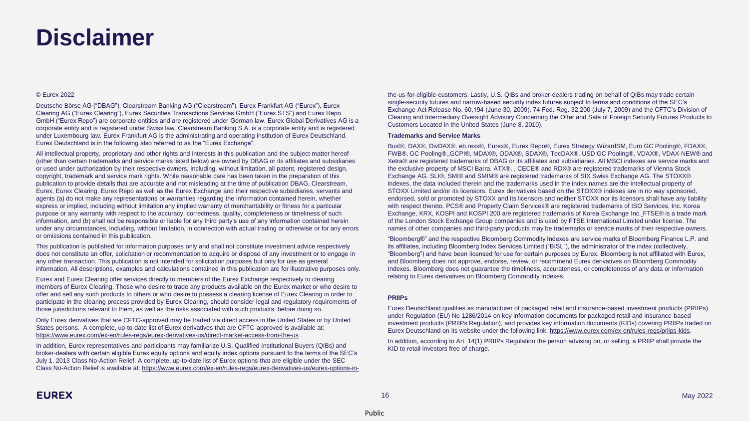# Disclaimer

© Eurex 2022

Deutsche Börse AG ("DBAG"), Clearstream Banking AG ("Clearstream"), Eurex Frankfurt AG ("Eurex"), Eurex Clearing AG ("Eurex Clearing"), Eurex Securities Transactions Services GmbH ("Eurex STS") and Eurex Repo GmbH ("Eurex Repo") are corporate entities and are registered under German law. Eurex Global Derivatives AG is a corporate entity and is registered under Swiss law. Clearstream Banking S.A. is a corporate entity and is registered under Luxembourg law. Eurex Frankfurt AG is the administrating and operating institution of Eurex Deutschland. Eurex Deutschland is in the following also referred to as the "Eurex Exchange".

All intellectual property, proprietary and other rights and interests in this publication and the subject matter hereof (other than certain trademarks and service marks listed below) are owned by DBAG or its affiliates and subsidiaries or used under authorization by their respective owners, including, without limitation, all patent, registered design, copyright, trademark and service mark rights. While reasonable care has been taken in the preparation of this publication to provide details that are accurate and not misleading at the time of publication DBAG, Clearstream, Eurex, Eurex Clearing, Eurex Repo as well as the Eurex Exchange and their respective subsidiaries, servants and agents (a) do not make any representations or warranties regarding the information contained herein, whether express or implied, including without limitation any implied warranty of merchantability or fitness for a particular purpose or any warranty with respect to the accuracy, correctness, quality, completeness or timeliness of such information, and (b) shall not be responsible or liable for any third party's use of any information contained herein under any circumstances, including, without limitation, in connection with actual trading or otherwise or for any errors or omissions contained in this publication.

This publication is published for information purposes only and shall not constitute investment advice respectively does not constitute an offer, solicitation or recommendation to acquire or dispose of any investment or to engage in any other transaction. This publication is not intended for solicitation purposes but only for use as general information. All descriptions, examples and calculations contained in this publication are for illustrative purposes only.

Eurex and Eurex Clearing offer services directly to members of the Eurex Exchange respectively to clearing members of Eurex Clearing. Those who desire to trade any products available on the Eurex market or who desire to offer and sell any such products to others or who desire to possess a clearing license of Eurex Clearing in order to participate in the clearing process provided by Eurex Clearing, should consider legal and regulatory requirements of those jurisdictions relevant to them, as well as the risks associated with such products, before doing so.

Only Eurex derivatives that are CFTC-approved may be traded via direct access in the United States or by United States persons. A complete, up-to-date list of Eurex derivatives that are CFTC-approved is available at: https://www.eurex.com/ex-en/rules-regs/eurex-derivatives-us/direct-market-access-from-the-us .

In addition, Eurex representatives and participants may familiarize U.S. Qualified Institutional Buyers (QIBs) and broker-dealers with certain eligible Eurex equity options and equity index options pursuant to the terms of the SEC's July 1, 2013 Class No-Action Relief. A complete, up-to-date list of Eurex options that are eligible under the SEC Class No-Action Relief is available at: https://www.eurex.com/ex-en/rules-regs/eurex-derivatives-us/eurex-options-in-the-us-for-eligible-customers. Lastly, U.S. QIBs and broker-dealers trading on behalf of QIBs may trade certain single-security futures and narrow-based security index futures subject to terms and conditions of the SEC's Exchange Act Release No. 60,194 (June 30, 2009), 74 Fed. Reg. 32,200 (July 7, 2009) and the CFTC's Division of Clearing and Intermediary Oversight Advisory Concerning the Offer and Sale of Foreign Security Futures Products to Customers Located in the United States (June 8, 2010).

**Trademarks and Service Marks**

Buxl®, DAX®, DivDAX®, eb.rexx®, Eurex®, Eurex Repo®, Eurex Strategy WizardSM, Euro GC Pooling®, FDAX®, FWB®, GC Pooling®,,GCPI®, MDAX®, ODAX®, SDAX®, TecDAX®, USD GC Pooling®, VDAX®, VDAX-NEW® and Xetra® are registered trademarks of DBAG or its affiliates and subsidiaries. All MSCI indexes are service marks and the exclusive property of MSCI Barra. ATX®, , CECE® and RDX® are registered trademarks of Vienna Stock Exchange AG. SLI®, SMI® and SMIM® are registered trademarks of SIX Swiss Exchange AG. The STOXX® indexes, the data included therein and the trademarks used in the index names are the intellectual property of STOXX Limited and/or its licensors. Eurex derivatives based on the STOXX® indexes are in no way sponsored, endorsed, sold or promoted by STOXX and its licensors and neither STOXX nor its licensors shall have any liability with respect thereto. PCS® and Property Claim Services® are registered trademarks of ISO Services, Inc. Korea Exchange, KRX, KOSPI and KOSPI 200 are registered trademarks of Korea Exchange Inc. FTSE® is a trade mark of the London Stock Exchange Group companies and is used by FTSE International Limited under license. The names of other companies and third-party products may be trademarks or service marks of their respective owners.

"Bloomberg®" and the respective Bloomberg Commodity Indexes are service marks of Bloomberg Finance L.P. and its affiliates, including Bloomberg Index Services Limited ("BISL"), the administrator of the index (collectively, "Bloomberg") and have been licensed for use for certain purposes by Eurex. Bloomberg is not affiliated with Eurex, and Bloomberg does not approve, endorse, review, or recommend Eurex derivatives on Bloomberg Commodity Indexes. Bloomberg does not guarantee the timeliness, accurateness, or completeness of any data or information relating to Eurex derivatives on Bloomberg Commodity Indexes.

**PRIIPs**

Eurex Deutschland qualifies as manufacturer of packaged retail and insurance-based investment products (PRIIPs) under Regulation (EU) No 1286/2014 on key information documents for packaged retail and insurance-based investment products (PRIIPs Regulation), and provides key information documents (KIDs) covering PRIIPs traded on Eurex Deutschland on its website under the following link: https://www.eurex.com/ex-en/rules-regs/priips-kids.

In addition, according to Art. 14(1) PRIIPs Regulation the person advising on, or selling, a PRIIP shall provide the KID to retail investors free of charge.